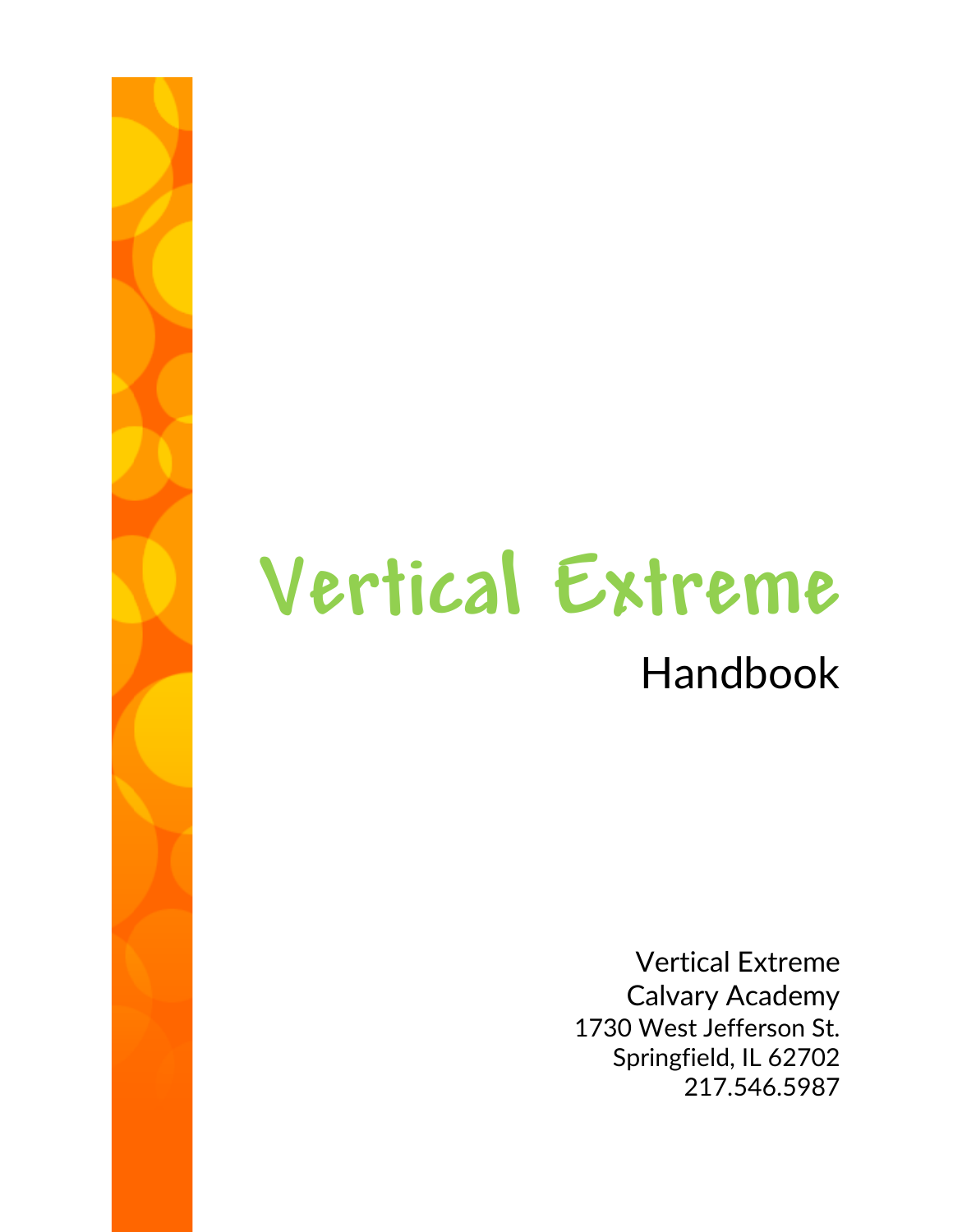# Vertical Extreme

## Handbook

Vertical Extreme
Calvary Academy
1730 West Jefferson St.
Springfield, IL 62702
217.546.5987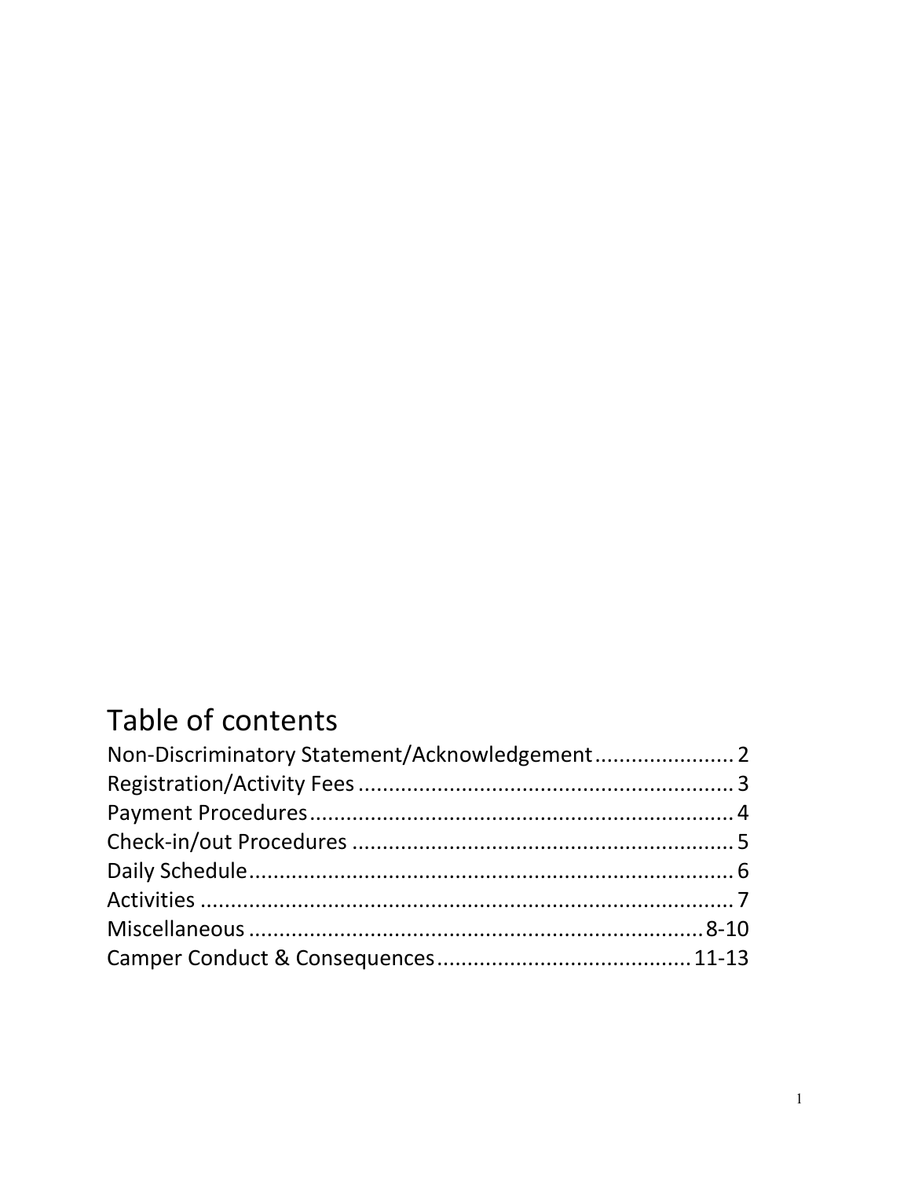# Table of contents

Non-Discriminatory Statement/Acknowledgement....................... 2
Registration/Activity Fees .............................................................. 3
Payment Procedures...................................................................... 4
Check-in/out Procedures ............................................................... 5
Daily Schedule................................................................................ 6
Activities ........................................................................................ 7
Miscellaneous ............................................................................8-10
Camper Conduct & Consequences..........................................11-13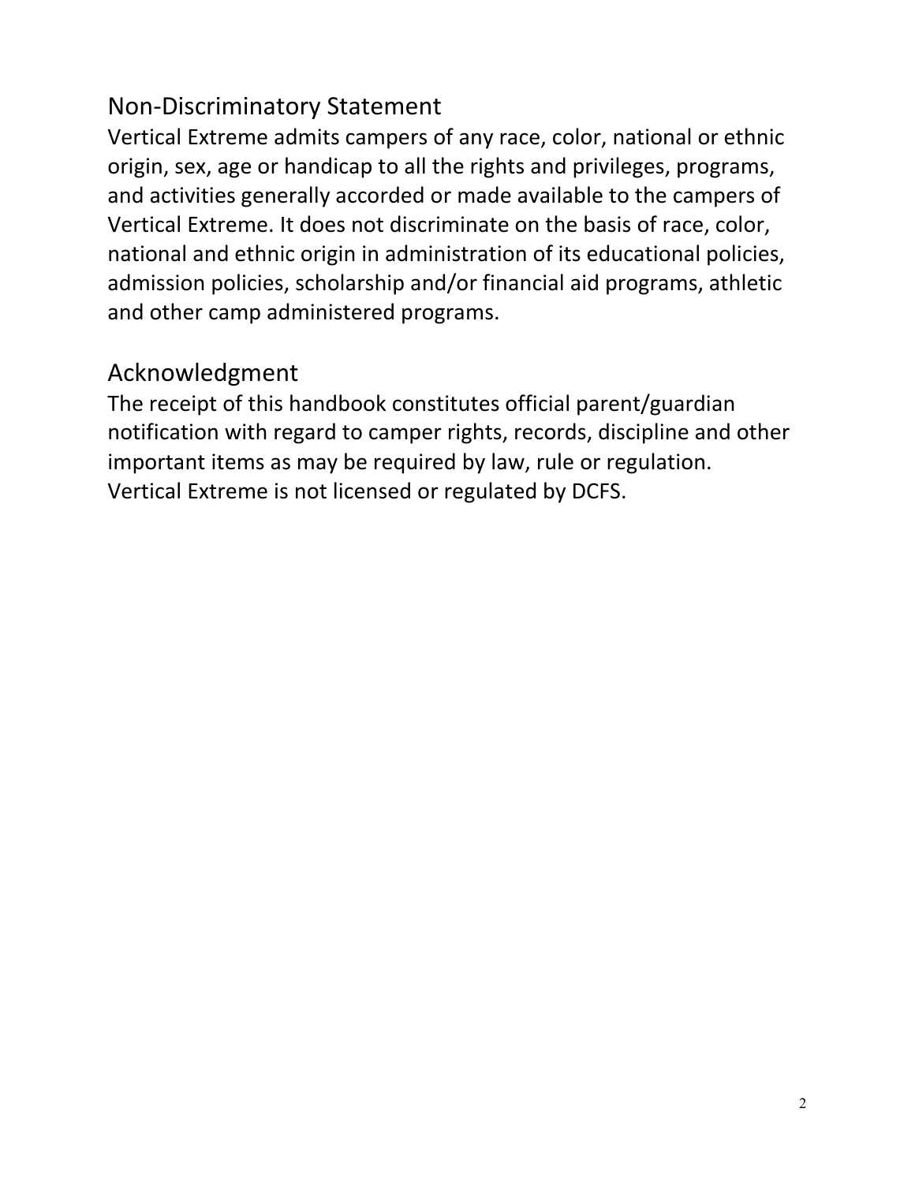## Non-Discriminatory Statement

Vertical Extreme admits campers of any race, color, national or ethnic origin, sex, age or handicap to all the rights and privileges, programs, and activities generally accorded or made available to the campers of Vertical Extreme. It does not discriminate on the basis of race, color, national and ethnic origin in administration of its educational policies, admission policies, scholarship and/or financial aid programs, athletic and other camp administered programs.

## Acknowledgment

The receipt of this handbook constitutes official parent/guardian notification with regard to camper rights, records, discipline and other important items as may be required by law, rule or regulation. Vertical Extreme is not licensed or regulated by DCFS.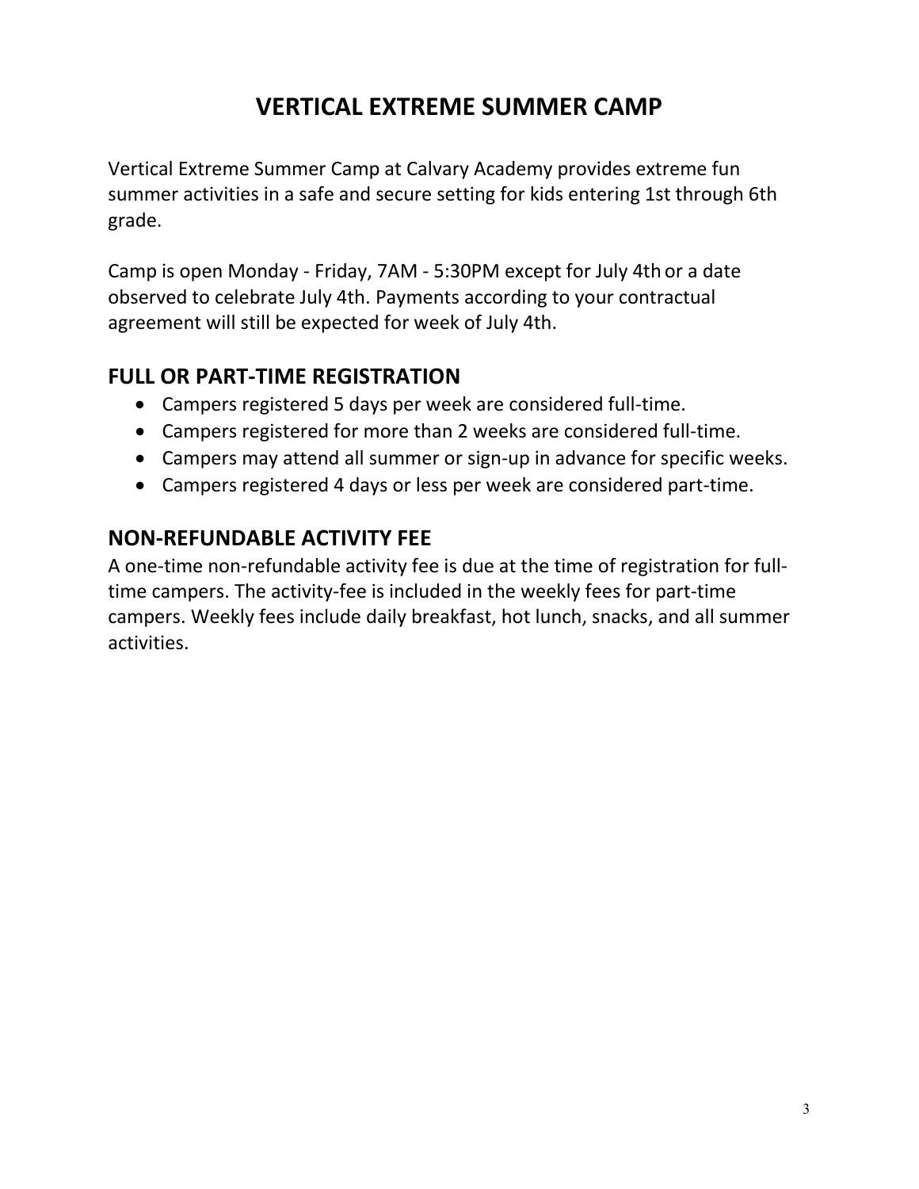# VERTICAL EXTREME SUMMER CAMP

Vertical Extreme Summer Camp at Calvary Academy provides extreme fun summer activities in a safe and secure setting for kids entering 1st through 6th grade.

Camp is open Monday - Friday, 7AM - 5:30PM except for July 4th or a date observed to celebrate July 4th. Payments according to your contractual agreement will still be expected for week of July 4th.

## FULL OR PART-TIME REGISTRATION

- Campers registered 5 days per week are considered full-time.
- Campers registered for more than 2 weeks are considered full-time.
- Campers may attend all summer or sign-up in advance for specific weeks.
- Campers registered 4 days or less per week are considered part-time.

## NON-REFUNDABLE ACTIVITY FEE

A one-time non-refundable activity fee is due at the time of registration for full-time campers. The activity-fee is included in the weekly fees for part-time campers. Weekly fees include daily breakfast, hot lunch, snacks, and all summer activities.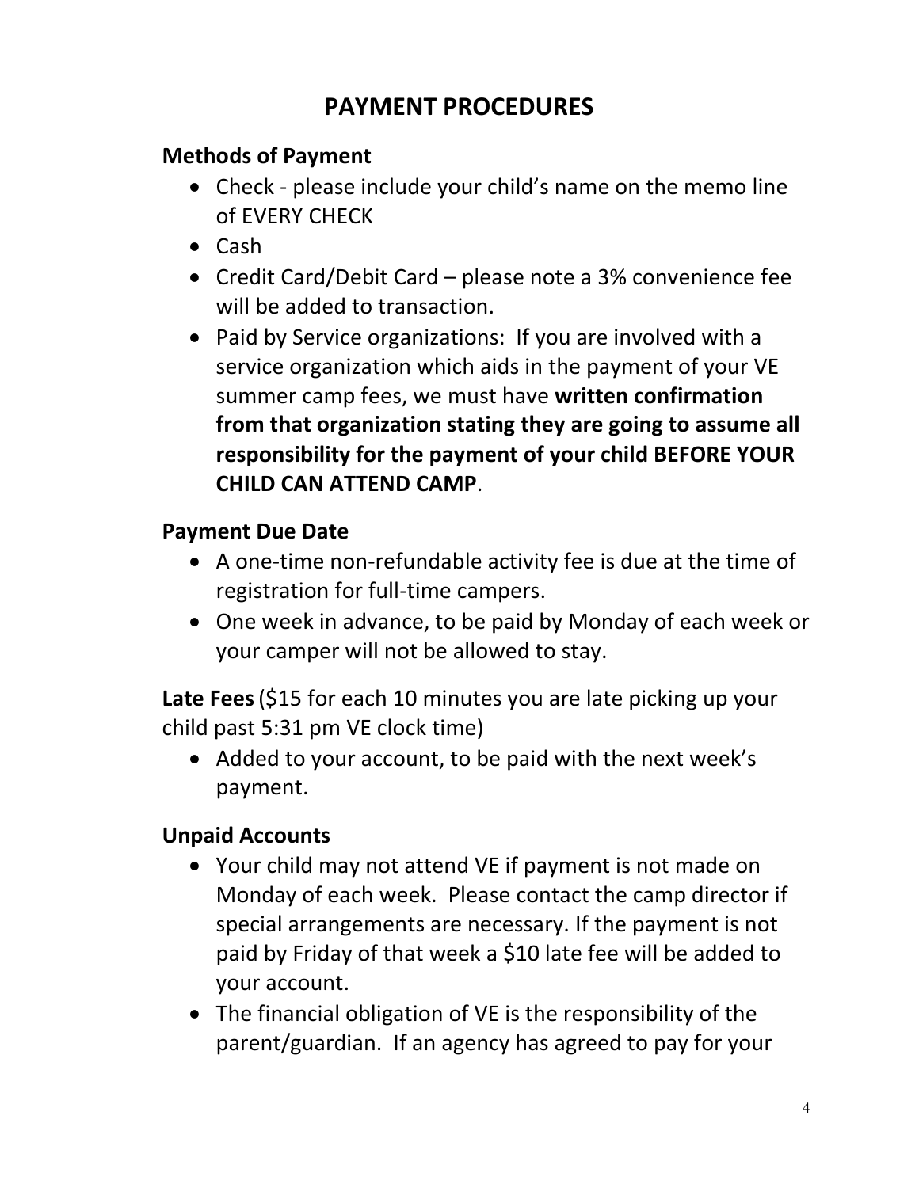# PAYMENT PROCEDURES

## Methods of Payment

- Check - please include your child's name on the memo line of EVERY CHECK
- Cash
- Credit Card/Debit Card – please note a 3% convenience fee will be added to transaction.
- Paid by Service organizations: If you are involved with a service organization which aids in the payment of your VE summer camp fees, we must have **written confirmation from that organization stating they are going to assume all responsibility for the payment of your child BEFORE YOUR CHILD CAN ATTEND CAMP**.

## Payment Due Date

- A one-time non-refundable activity fee is due at the time of registration for full-time campers.
- One week in advance, to be paid by Monday of each week or your camper will not be allowed to stay.

**Late Fees** ($15 for each 10 minutes you are late picking up your child past 5:31 pm VE clock time)

- Added to your account, to be paid with the next week's payment.

## Unpaid Accounts

- Your child may not attend VE if payment is not made on Monday of each week. Please contact the camp director if special arrangements are necessary. If the payment is not paid by Friday of that week a $10 late fee will be added to your account.
- The financial obligation of VE is the responsibility of the parent/guardian. If an agency has agreed to pay for your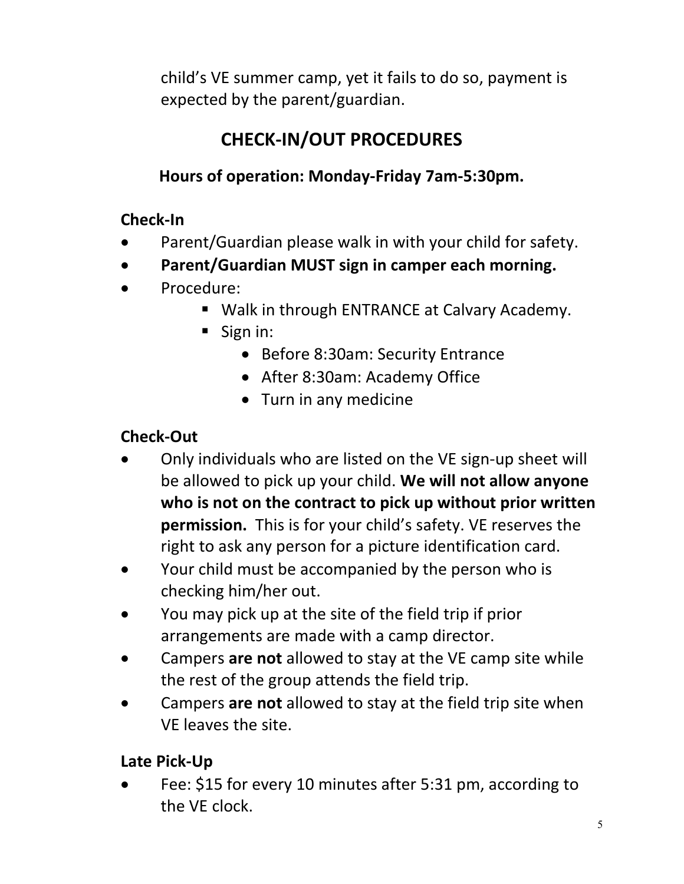child's VE summer camp, yet it fails to do so, payment is expected by the parent/guardian.

## CHECK-IN/OUT PROCEDURES

**Hours of operation: Monday-Friday 7am-5:30pm.**

### Check-In

- Parent/Guardian please walk in with your child for safety.
- **Parent/Guardian MUST sign in camper each morning.**
- Procedure:
  - Walk in through ENTRANCE at Calvary Academy.
  - Sign in:
    - Before 8:30am: Security Entrance
    - After 8:30am: Academy Office
    - Turn in any medicine

### Check-Out

- Only individuals who are listed on the VE sign-up sheet will be allowed to pick up your child. **We will not allow anyone who is not on the contract to pick up without prior written permission.** This is for your child's safety. VE reserves the right to ask any person for a picture identification card.
- Your child must be accompanied by the person who is checking him/her out.
- You may pick up at the site of the field trip if prior arrangements are made with a camp director.
- Campers **are not** allowed to stay at the VE camp site while the rest of the group attends the field trip.
- Campers **are not** allowed to stay at the field trip site when VE leaves the site.

### Late Pick-Up

- Fee: $15 for every 10 minutes after 5:31 pm, according to the VE clock.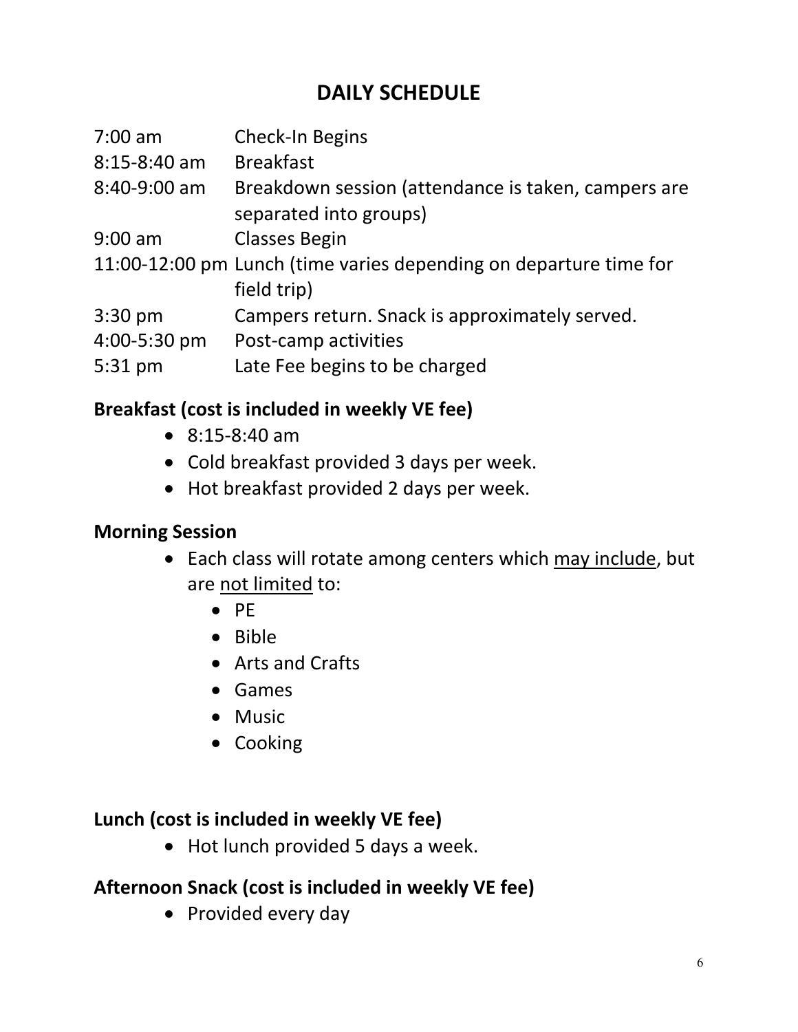# DAILY SCHEDULE

| | |
|---|---|
| 7:00 am | Check-In Begins |
| 8:15-8:40 am | Breakfast |
| 8:40-9:00 am | Breakdown session (attendance is taken, campers are separated into groups) |
| 9:00 am | Classes Begin |
| 11:00-12:00 pm | Lunch (time varies depending on departure time for field trip) |
| 3:30 pm | Campers return. Snack is approximately served. |
| 4:00-5:30 pm | Post-camp activities |
| 5:31 pm | Late Fee begins to be charged |

**Breakfast (cost is included in weekly VE fee)**

- 8:15-8:40 am
- Cold breakfast provided 3 days per week.
- Hot breakfast provided 2 days per week.

**Morning Session**

- Each class will rotate among centers which may include, but are not limited to:
  - PE
  - Bible
  - Arts and Crafts
  - Games
  - Music
  - Cooking

**Lunch (cost is included in weekly VE fee)**

- Hot lunch provided 5 days a week.

**Afternoon Snack (cost is included in weekly VE fee)**

- Provided every day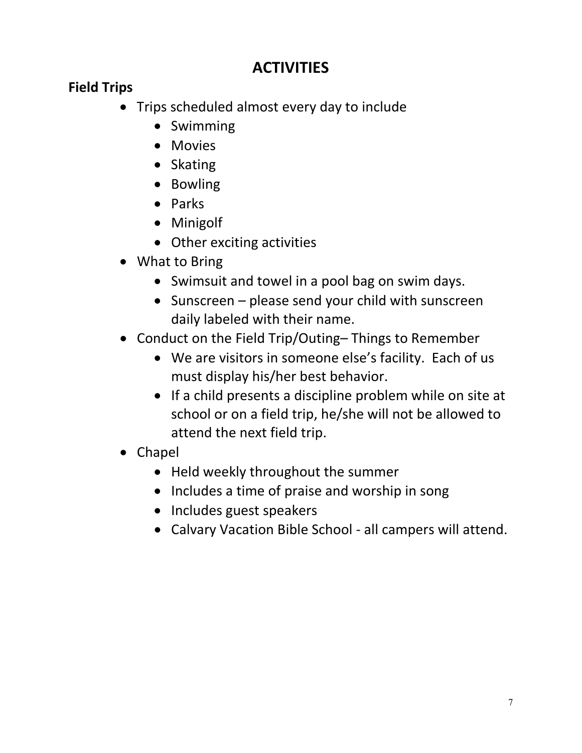# ACTIVITIES

## Field Trips

- Trips scheduled almost every day to include
  - Swimming
  - Movies
  - Skating
  - Bowling
  - Parks
  - Minigolf
  - Other exciting activities
- What to Bring
  - Swimsuit and towel in a pool bag on swim days.
  - Sunscreen – please send your child with sunscreen daily labeled with their name.
- Conduct on the Field Trip/Outing– Things to Remember
  - We are visitors in someone else's facility. Each of us must display his/her best behavior.
  - If a child presents a discipline problem while on site at school or on a field trip, he/she will not be allowed to attend the next field trip.
- Chapel
  - Held weekly throughout the summer
  - Includes a time of praise and worship in song
  - Includes guest speakers
  - Calvary Vacation Bible School - all campers will attend.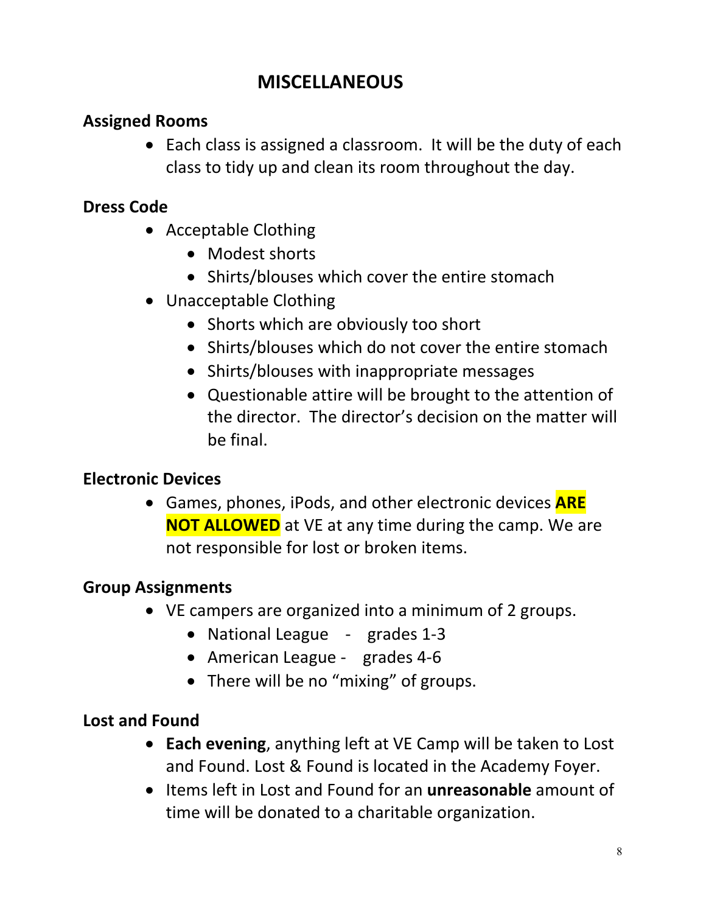# MISCELLANEOUS

## Assigned Rooms

- Each class is assigned a classroom. It will be the duty of each class to tidy up and clean its room throughout the day.

## Dress Code

- Acceptable Clothing
  - Modest shorts
  - Shirts/blouses which cover the entire stomach
- Unacceptable Clothing
  - Shorts which are obviously too short
  - Shirts/blouses which do not cover the entire stomach
  - Shirts/blouses with inappropriate messages
  - Questionable attire will be brought to the attention of the director. The director's decision on the matter will be final.

## Electronic Devices

- Games, phones, iPods, and other electronic devices **ARE NOT ALLOWED** at VE at any time during the camp. We are not responsible for lost or broken items.

## Group Assignments

- VE campers are organized into a minimum of 2 groups.
  - National League - grades 1-3
  - American League - grades 4-6
  - There will be no "mixing" of groups.

## Lost and Found

- **Each evening**, anything left at VE Camp will be taken to Lost and Found. Lost & Found is located in the Academy Foyer.
- Items left in Lost and Found for an **unreasonable** amount of time will be donated to a charitable organization.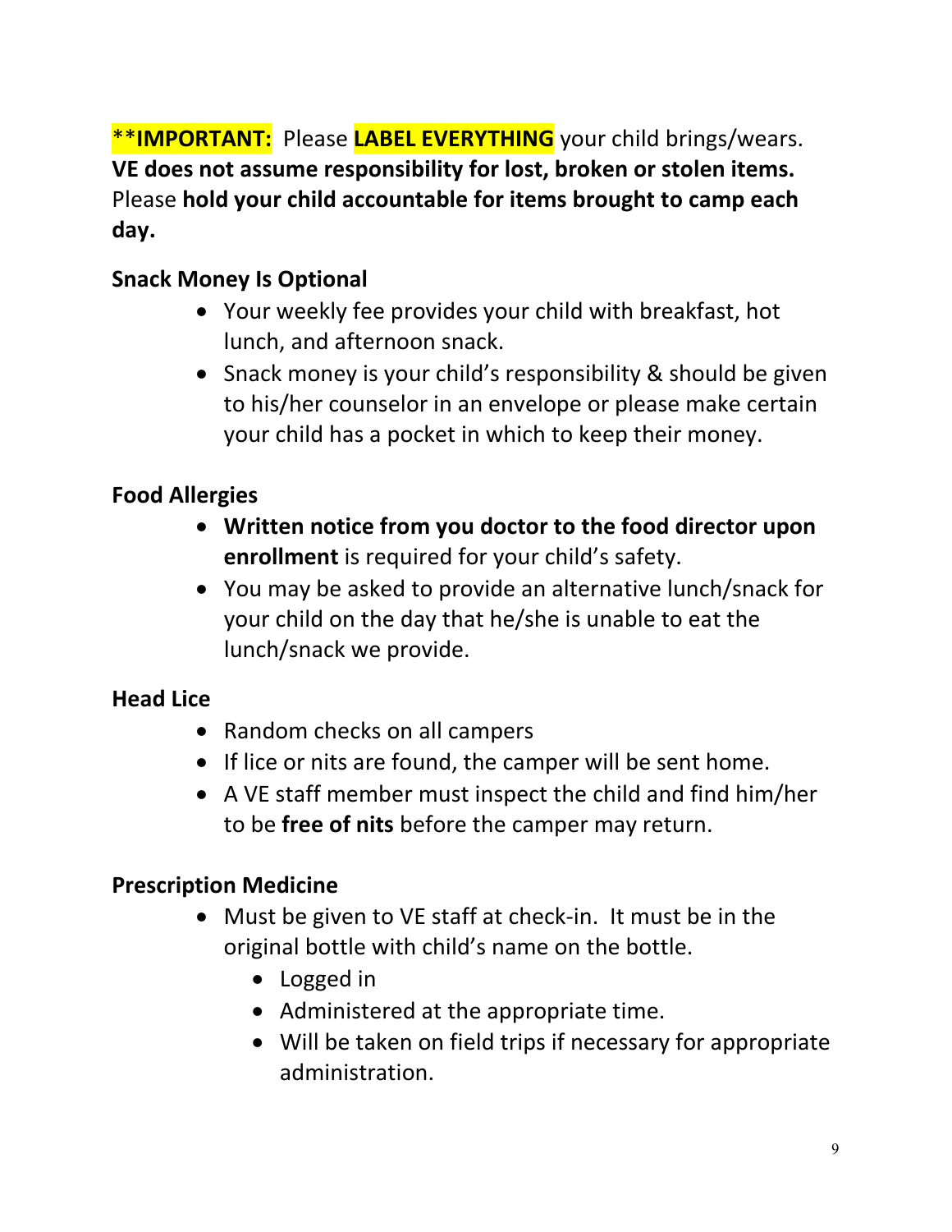**IMPORTANT:** Please **LABEL EVERYTHING** your child brings/wears. **VE does not assume responsibility for lost, broken or stolen items.** Please **hold your child accountable for items brought to camp each day.**

### Snack Money Is Optional

- Your weekly fee provides your child with breakfast, hot lunch, and afternoon snack.
- Snack money is your child's responsibility & should be given to his/her counselor in an envelope or please make certain your child has a pocket in which to keep their money.

### Food Allergies

- **Written notice from you doctor to the food director upon enrollment** is required for your child's safety.
- You may be asked to provide an alternative lunch/snack for your child on the day that he/she is unable to eat the lunch/snack we provide.

### Head Lice

- Random checks on all campers
- If lice or nits are found, the camper will be sent home.
- A VE staff member must inspect the child and find him/her to be **free of nits** before the camper may return.

### Prescription Medicine

- Must be given to VE staff at check-in. It must be in the original bottle with child's name on the bottle.
  - Logged in
  - Administered at the appropriate time.
  - Will be taken on field trips if necessary for appropriate administration.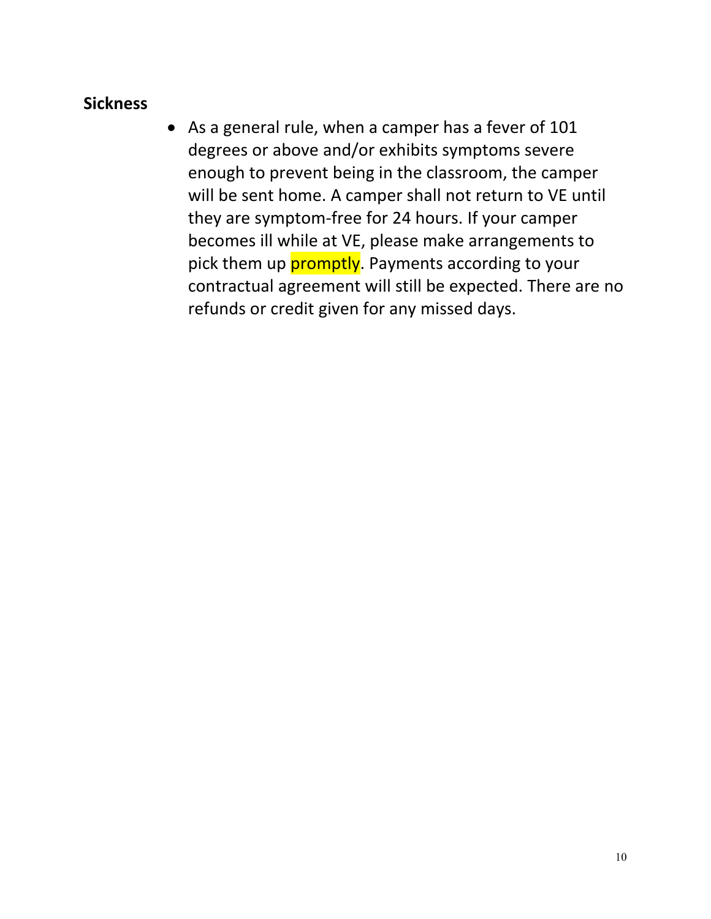## Sickness

- As a general rule, when a camper has a fever of 101 degrees or above and/or exhibits symptoms severe enough to prevent being in the classroom, the camper will be sent home. A camper shall not return to VE until they are symptom-free for 24 hours. If your camper becomes ill while at VE, please make arrangements to pick them up promptly. Payments according to your contractual agreement will still be expected. There are no refunds or credit given for any missed days.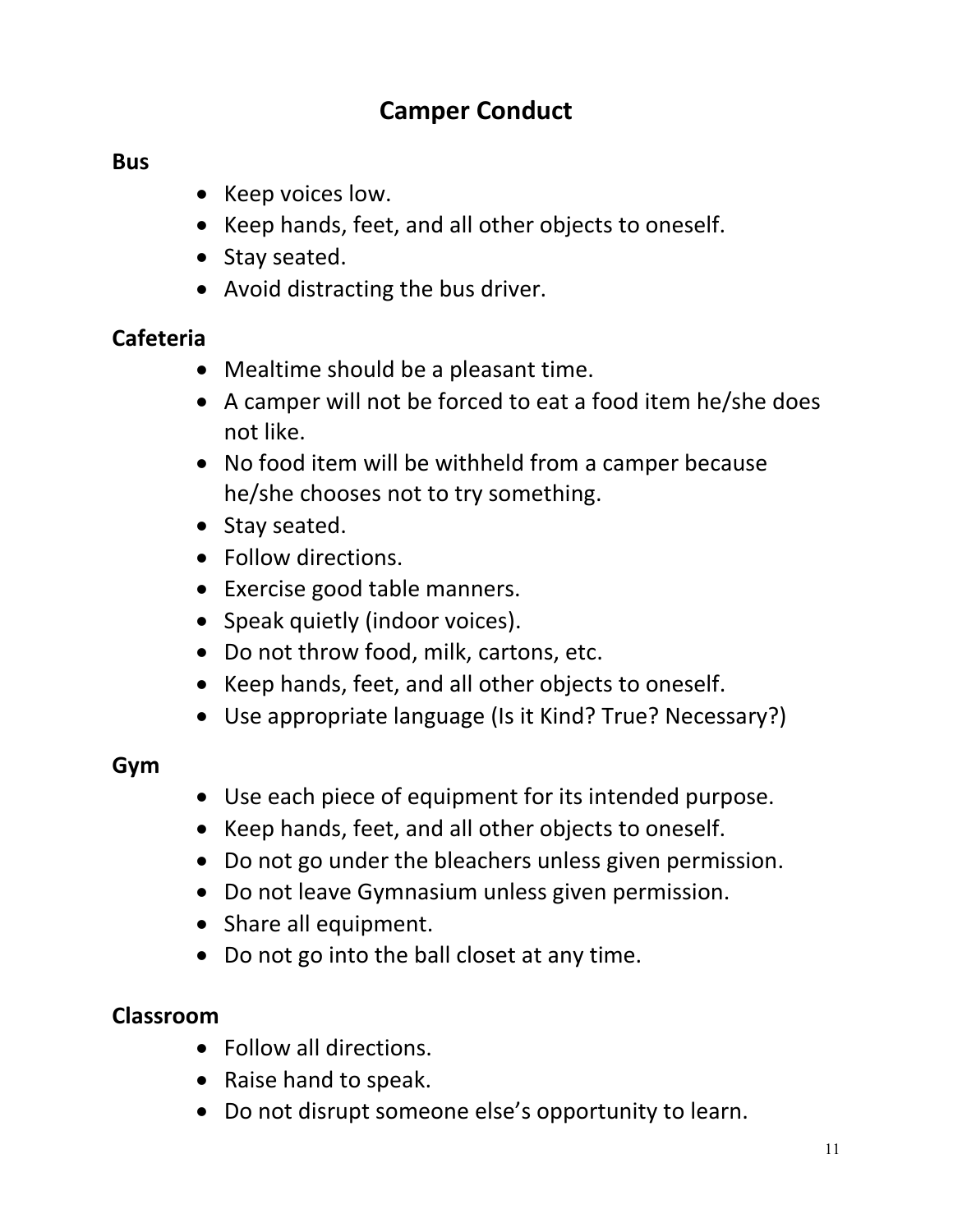# Camper Conduct

**Bus**

- Keep voices low.
- Keep hands, feet, and all other objects to oneself.
- Stay seated.
- Avoid distracting the bus driver.

**Cafeteria**

- Mealtime should be a pleasant time.
- A camper will not be forced to eat a food item he/she does not like.
- No food item will be withheld from a camper because he/she chooses not to try something.
- Stay seated.
- Follow directions.
- Exercise good table manners.
- Speak quietly (indoor voices).
- Do not throw food, milk, cartons, etc.
- Keep hands, feet, and all other objects to oneself.
- Use appropriate language (Is it Kind? True? Necessary?)

**Gym**

- Use each piece of equipment for its intended purpose.
- Keep hands, feet, and all other objects to oneself.
- Do not go under the bleachers unless given permission.
- Do not leave Gymnasium unless given permission.
- Share all equipment.
- Do not go into the ball closet at any time.

**Classroom**

- Follow all directions.
- Raise hand to speak.
- Do not disrupt someone else's opportunity to learn.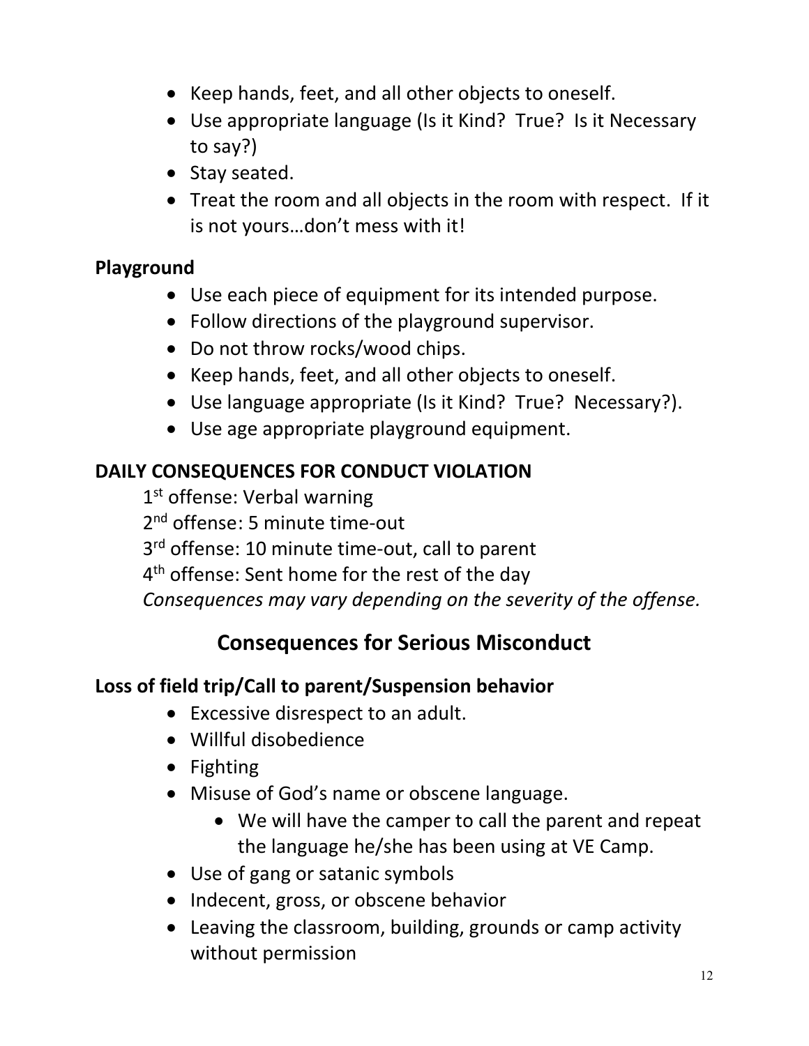- Keep hands, feet, and all other objects to oneself.
- Use appropriate language (Is it Kind?  True?  Is it Necessary to say?)
- Stay seated.
- Treat the room and all objects in the room with respect.  If it is not yours…don't mess with it!

**Playground**

- Use each piece of equipment for its intended purpose.
- Follow directions of the playground supervisor.
- Do not throw rocks/wood chips.
- Keep hands, feet, and all other objects to oneself.
- Use language appropriate (Is it Kind?  True?  Necessary?).
- Use age appropriate playground equipment.

**DAILY CONSEQUENCES FOR CONDUCT VIOLATION**

1st offense: Verbal warning
2nd offense: 5 minute time-out
3rd offense: 10 minute time-out, call to parent
4th offense: Sent home for the rest of the day
*Consequences may vary depending on the severity of the offense.*

## Consequences for Serious Misconduct

**Loss of field trip/Call to parent/Suspension behavior**

- Excessive disrespect to an adult.
- Willful disobedience
- Fighting
- Misuse of God's name or obscene language.
    - We will have the camper to call the parent and repeat the language he/she has been using at VE Camp.
- Use of gang or satanic symbols
- Indecent, gross, or obscene behavior
- Leaving the classroom, building, grounds or camp activity without permission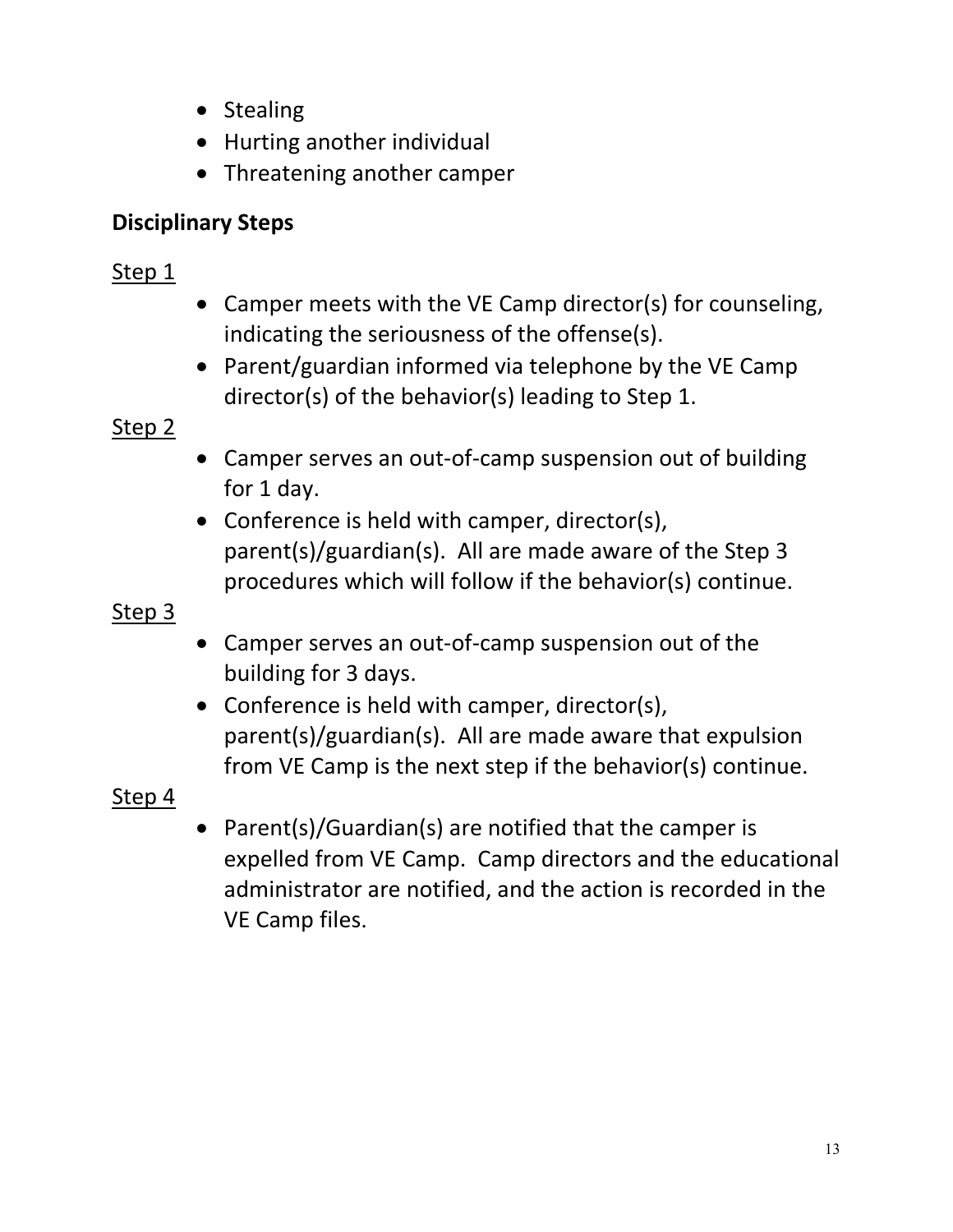- Stealing
- Hurting another individual
- Threatening another camper

**Disciplinary Steps**

Step 1

- Camper meets with the VE Camp director(s) for counseling, indicating the seriousness of the offense(s).
- Parent/guardian informed via telephone by the VE Camp director(s) of the behavior(s) leading to Step 1.

Step 2

- Camper serves an out-of-camp suspension out of building for 1 day.
- Conference is held with camper, director(s), parent(s)/guardian(s). All are made aware of the Step 3 procedures which will follow if the behavior(s) continue.

Step 3

- Camper serves an out-of-camp suspension out of the building for 3 days.
- Conference is held with camper, director(s), parent(s)/guardian(s). All are made aware that expulsion from VE Camp is the next step if the behavior(s) continue.

Step 4

- Parent(s)/Guardian(s) are notified that the camper is expelled from VE Camp. Camp directors and the educational administrator are notified, and the action is recorded in the VE Camp files.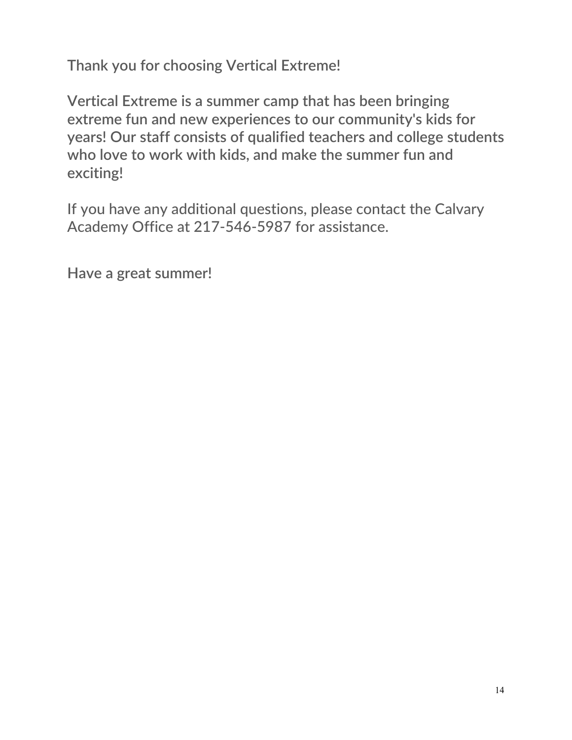Thank you for choosing Vertical Extreme!

Vertical Extreme is a summer camp that has been bringing extreme fun and new experiences to our community's kids for years! Our staff consists of qualified teachers and college students who love to work with kids, and make the summer fun and exciting!

If you have any additional questions, please contact the Calvary Academy Office at 217-546-5987 for assistance.

Have a great summer!